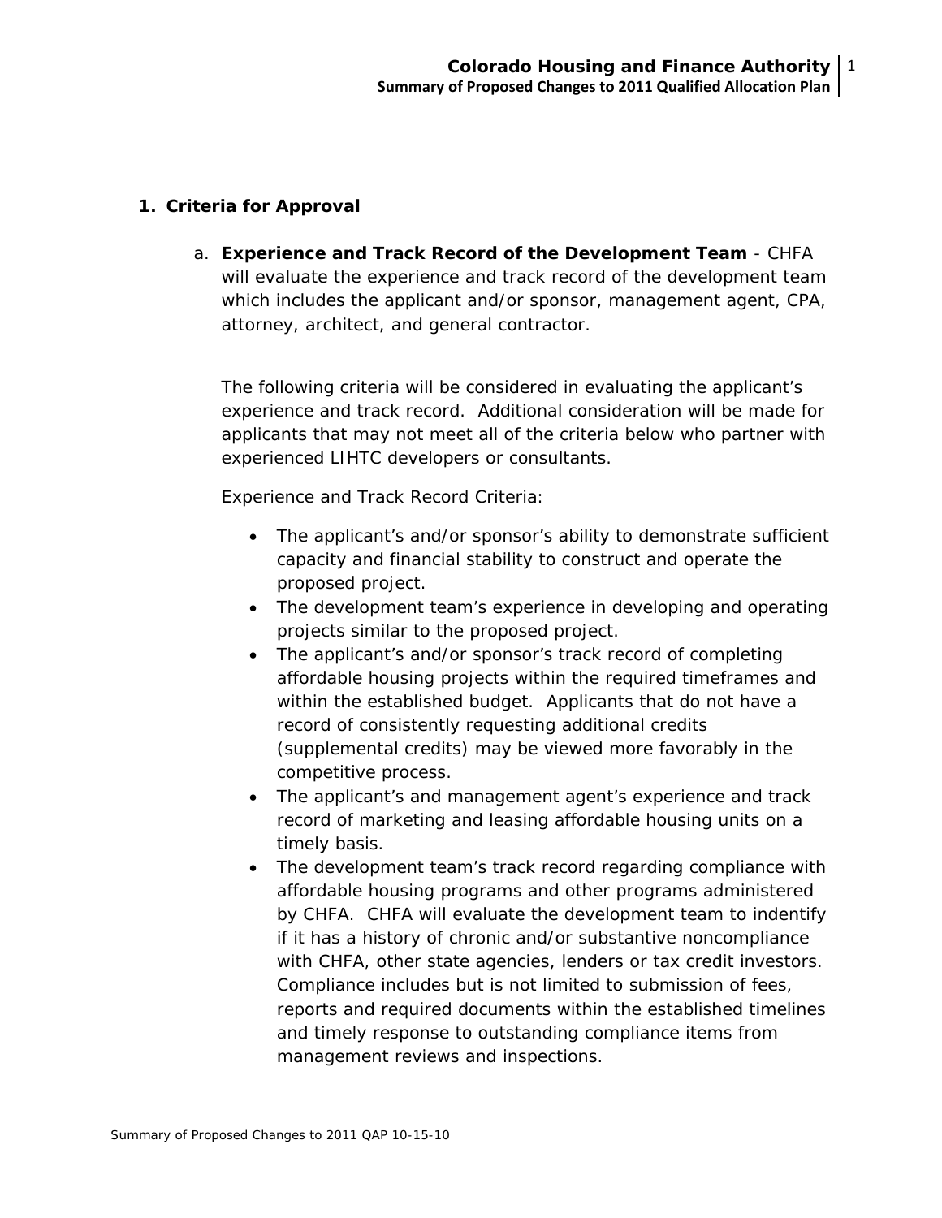## 1. Criteria for Approval

a. **Experience and Track Record of the Development Team** - CHFA will evaluate the experience and track record of the development team which includes the applicant and/or sponsor, management agent, CPA, attorney, architect, and general contractor.

The following criteria will be considered in evaluating the applicant's experience and track record. Additional consideration will be made for applicants that may not meet all of the criteria below who partner with experienced LIHTC developers or consultants.

Experience and Track Record Criteria:

- The applicant's and/or sponsor's ability to demonstrate sufficient capacity and financial stability to construct and operate the proposed project.
- The development team's experience in developing and operating projects similar to the proposed project.
- The applicant's and/or sponsor's track record of completing affordable housing projects within the required timeframes and within the established budget. Applicants that do not have a record of consistently requesting additional credits (supplemental credits) may be viewed more favorably in the competitive process.
- The applicant's and management agent's experience and track record of marketing and leasing affordable housing units on a timely basis.
- The development team's track record regarding compliance with affordable housing programs and other programs administered by CHFA. CHFA will evaluate the development team to indentify if it has a history of chronic and/or substantive noncompliance with CHFA, other state agencies, lenders or tax credit investors. Compliance includes but is not limited to submission of fees, reports and required documents within the established timelines and timely response to outstanding compliance items from management reviews and inspections.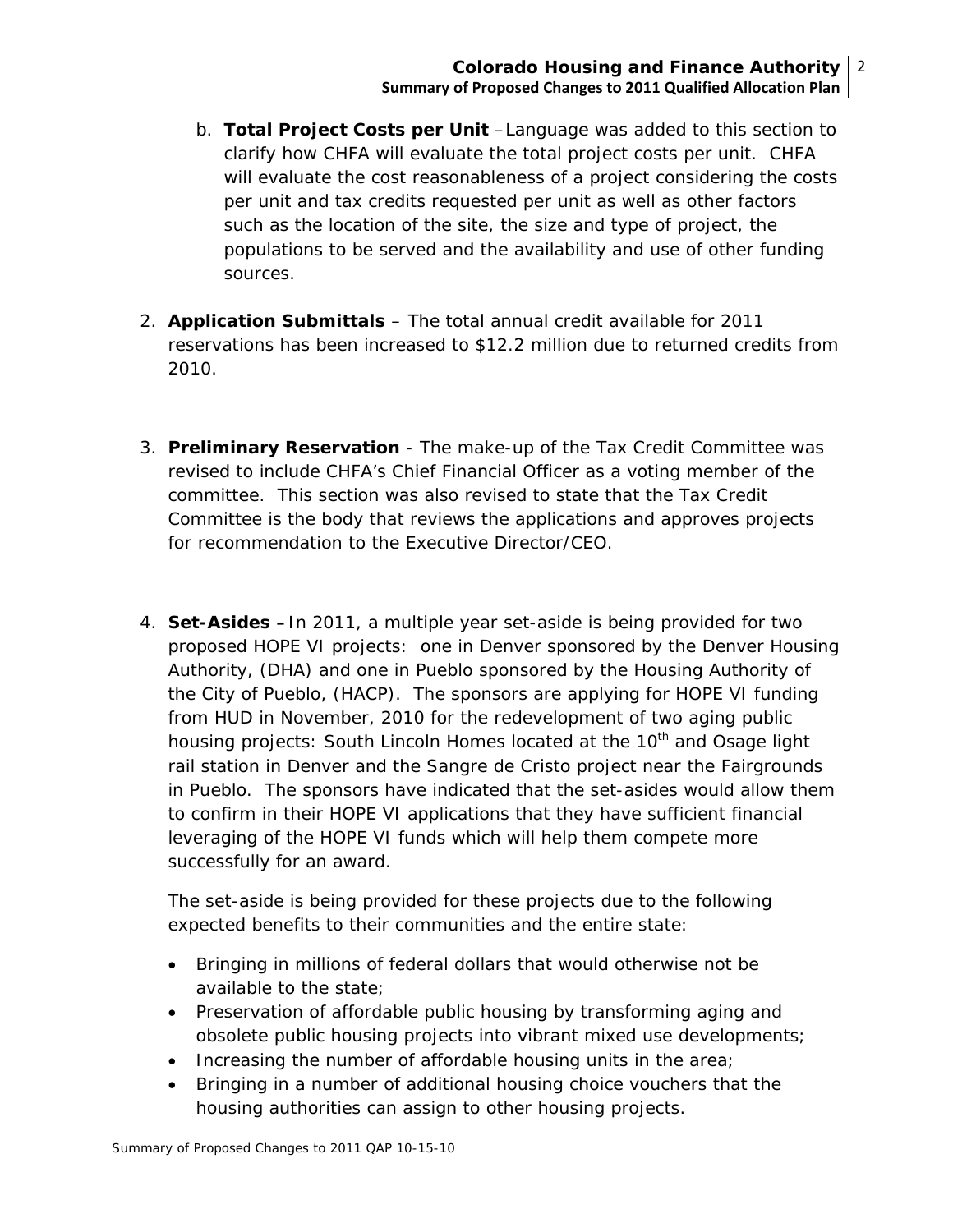b. **Total Project Costs per Unit** –Language was added to this section to clarify how CHFA will evaluate the total project costs per unit. CHFA will evaluate the cost reasonableness of a project considering the costs per unit and tax credits requested per unit as well as other factors such as the location of the site, the size and type of project, the populations to be served and the availability and use of other funding sources.

2. **Application Submittals** – The total annual credit available for 2011 reservations has been increased to $12.2 million due to returned credits from 2010.

3. **Preliminary Reservation** - The make-up of the Tax Credit Committee was revised to include CHFA's Chief Financial Officer as a voting member of the committee. This section was also revised to state that the Tax Credit Committee is the body that reviews the applications and approves projects for recommendation to the Executive Director/CEO.

4. **Set-Asides –** In 2011, a multiple year set-aside is being provided for two proposed HOPE VI projects: one in Denver sponsored by the Denver Housing Authority, (DHA) and one in Pueblo sponsored by the Housing Authority of the City of Pueblo, (HACP). The sponsors are applying for HOPE VI funding from HUD in November, 2010 for the redevelopment of two aging public housing projects: South Lincoln Homes located at the 10th and Osage light rail station in Denver and the Sangre de Cristo project near the Fairgrounds in Pueblo. The sponsors have indicated that the set-asides would allow them to confirm in their HOPE VI applications that they have sufficient financial leveraging of the HOPE VI funds which will help them compete more successfully for an award.

   The set-aside is being provided for these projects due to the following expected benefits to their communities and the entire state:

   - Bringing in millions of federal dollars that would otherwise not be available to the state;
   - Preservation of affordable public housing by transforming aging and obsolete public housing projects into vibrant mixed use developments;
   - Increasing the number of affordable housing units in the area;
   - Bringing in a number of additional housing choice vouchers that the housing authorities can assign to other housing projects.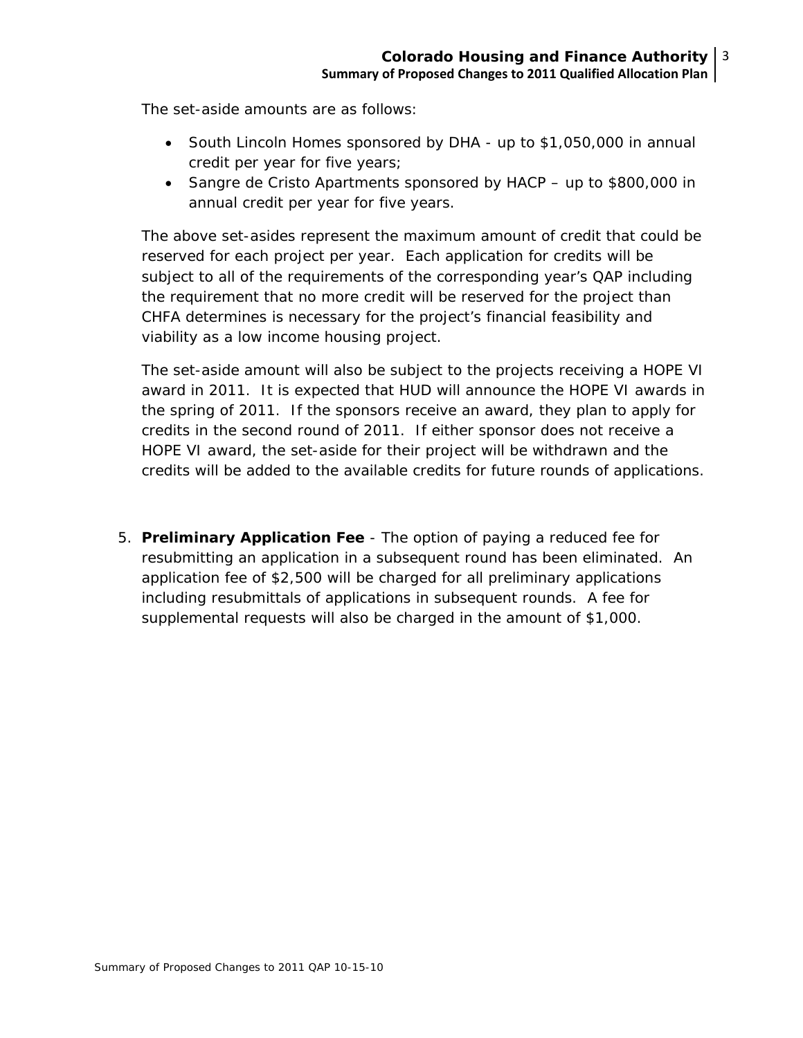The set-aside amounts are as follows:

- South Lincoln Homes sponsored by DHA - up to $1,050,000 in annual credit per year for five years;
- Sangre de Cristo Apartments sponsored by HACP – up to $800,000 in annual credit per year for five years.

The above set-asides represent the maximum amount of credit that could be reserved for each project per year. Each application for credits will be subject to all of the requirements of the corresponding year's QAP including the requirement that no more credit will be reserved for the project than CHFA determines is necessary for the project's financial feasibility and viability as a low income housing project.

The set-aside amount will also be subject to the projects receiving a HOPE VI award in 2011. It is expected that HUD will announce the HOPE VI awards in the spring of 2011. If the sponsors receive an award, they plan to apply for credits in the second round of 2011. If either sponsor does not receive a HOPE VI award, the set-aside for their project will be withdrawn and the credits will be added to the available credits for future rounds of applications.

5. **Preliminary Application Fee** - The option of paying a reduced fee for resubmitting an application in a subsequent round has been eliminated. An application fee of $2,500 will be charged for all preliminary applications including resubmittals of applications in subsequent rounds. A fee for supplemental requests will also be charged in the amount of $1,000.